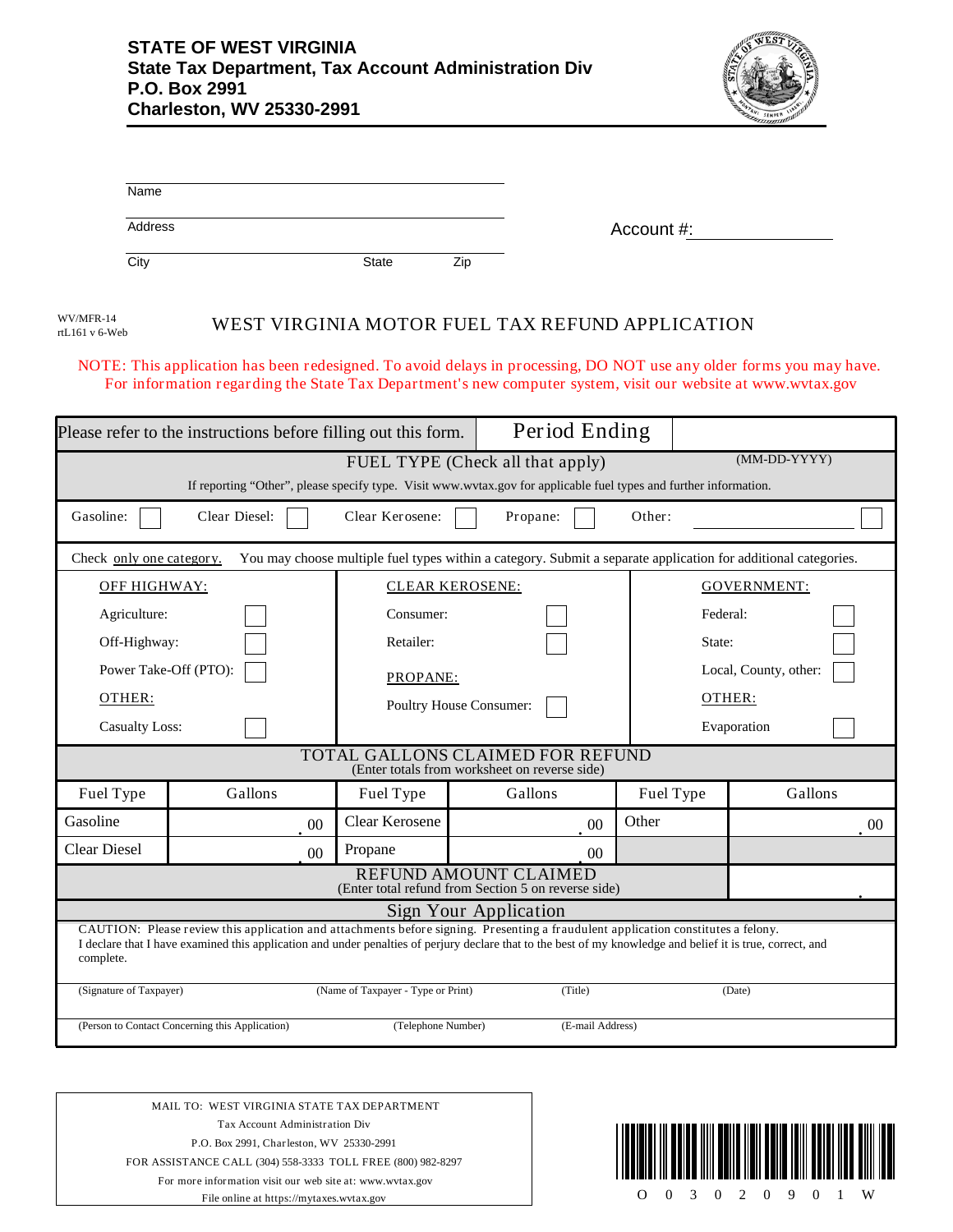**STATE OF WEST VIRGINIA**
**State Tax Department, Tax Account Administration Div**
**P.O. Box 2991**
**Charleston, WV 25330-2991**

Name

Address

City | State | Zip

Account #:

WV/MFR-14
rtL161 v 6-Web

# WEST VIRGINIA MOTOR FUEL TAX REFUND APPLICATION

NOTE: This application has been redesigned. To avoid delays in processing, DO NOT use any older forms you may have. For information regarding the State Tax Department's new computer system, visit our website at www.wvtax.gov

Please refer to the instructions before filling out this form. | Period Ending (MM-DD-YYYY)

## FUEL TYPE (Check all that apply)

If reporting "Other", please specify type. Visit www.wvtax.gov for applicable fuel types and further information.

Gasoline: ☐ Clear Diesel: ☐ Clear Kerosene: ☐ Propane: ☐ Other: ______ ☐

Check only one category. You may choose multiple fuel types within a category. Submit a separate application for additional categories.

| OFF HIGHWAY: | CLEAR KEROSENE: | GOVERNMENT: |
|---|---|---|
| Agriculture: ☐ | Consumer: ☐ | Federal: ☐ |
| Off-Highway: ☐ | Retailer: ☐ | State: ☐ |
| Power Take-Off (PTO): ☐ | PROPANE: | Local, County, other: ☐ |
| OTHER: | Poultry House Consumer: ☐ | OTHER: |
| Casualty Loss: ☐ | | Evaporation ☐ |

## TOTAL GALLONS CLAIMED FOR REFUND
(Enter totals from worksheet on reverse side)

| Fuel Type | Gallons | Fuel Type | Gallons | Fuel Type | Gallons |
|---|---|---|---|---|---|
| Gasoline | .00 | Clear Kerosene | .00 | Other | .00 |
| Clear Diesel | .00 | Propane | .00 | | |

## REFUND AMOUNT CLAIMED
(Enter total refund from Section 5 on reverse side)

## Sign Your Application

CAUTION: Please review this application and attachments before signing. Presenting a fraudulent application constitutes a felony.
I declare that I have examined this application and under penalties of perjury declare that to the best of my knowledge and belief it is true, correct, and complete.

(Signature of Taxpayer) | (Name of Taxpayer - Type or Print) | (Title) | (Date)

(Person to Contact Concerning this Application) | (Telephone Number) | (E-mail Address)

MAIL TO: WEST VIRGINIA STATE TAX DEPARTMENT
Tax Account Administration Div
P.O. Box 2991, Charleston, WV 25330-2991
FOR ASSISTANCE CALL (304) 558-3333 TOLL FREE (800) 982-8297
For more information visit our web site at: www.wvtax.gov
File online at https://mytaxes.wvtax.gov

O 0 3 0 2 0 9 0 1 W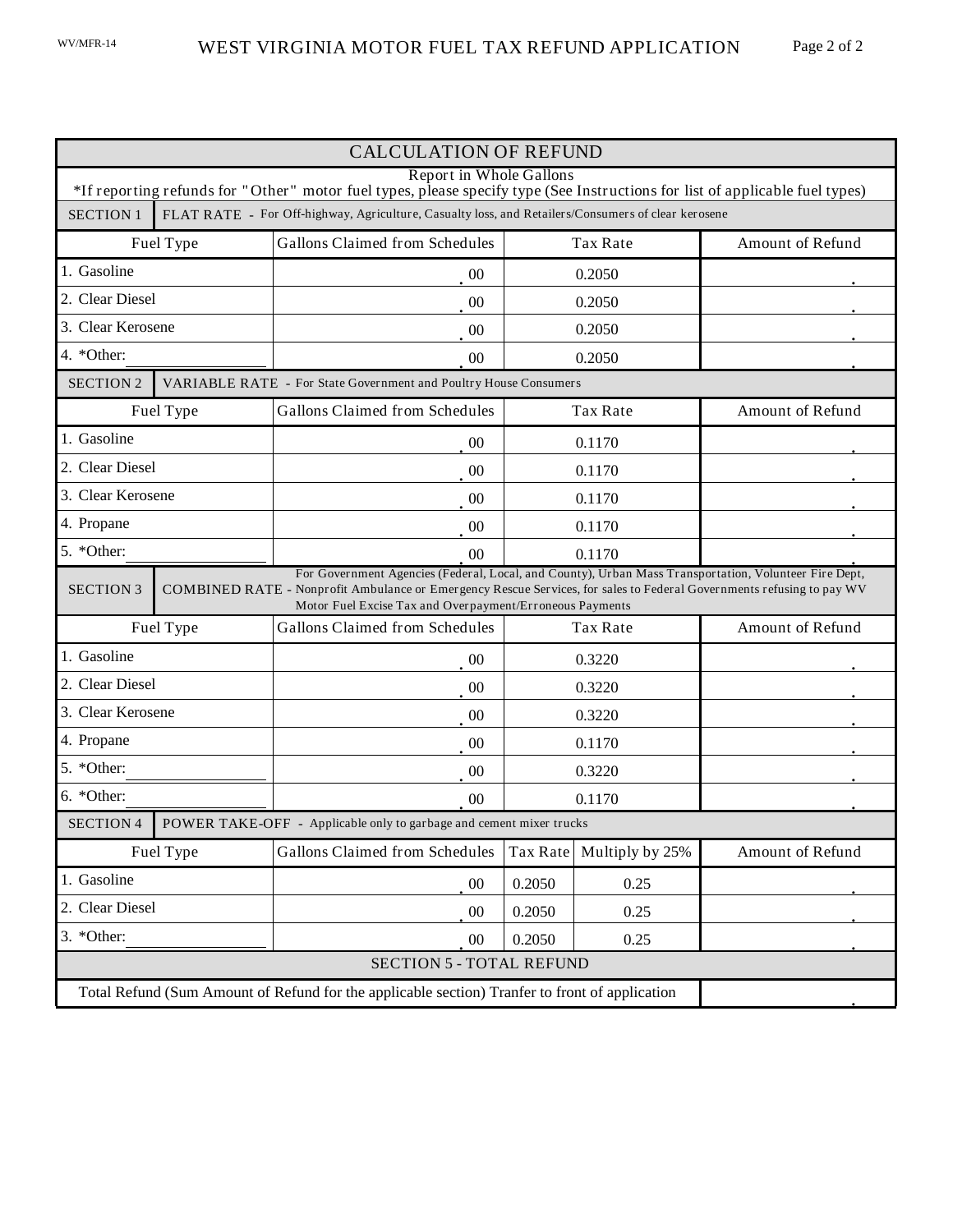# WEST VIRGINIA MOTOR FUEL TAX REFUND APPLICATION

WV/MFR-14

## CALCULATION OF REFUND

Report in Whole Gallons

*If reporting refunds for "Other" motor fuel types, please specify type (See Instructions for list of applicable fuel types)

| SECTION 1 | FLAT RATE - For Off-highway, Agriculture, Casualty loss, and Retailers/Consumers of clear kerosene | | |
|---|---|---|---|
| Fuel Type | Gallons Claimed from Schedules | Tax Rate | Amount of Refund |
| 1. Gasoline | .00 | 0.2050 | . |
| 2. Clear Diesel | .00 | 0.2050 | . |
| 3. Clear Kerosene | .00 | 0.2050 | . |
| 4. *Other: ________ | .00 | 0.2050 | . |

| SECTION 2 | VARIABLE RATE - For State Government and Poultry House Consumers | | |
|---|---|---|---|
| Fuel Type | Gallons Claimed from Schedules | Tax Rate | Amount of Refund |
| 1. Gasoline | .00 | 0.1170 | . |
| 2. Clear Diesel | .00 | 0.1170 | . |
| 3. Clear Kerosene | .00 | 0.1170 | . |
| 4. Propane | .00 | 0.1170 | . |
| 5. *Other: ________ | .00 | 0.1170 | . |

| SECTION 3 | COMBINED RATE - For Government Agencies (Federal, Local, and County), Urban Mass Transportation, Volunteer Fire Dept, Nonprofit Ambulance or Emergency Rescue Services, for sales to Federal Governments refusing to pay WV Motor Fuel Excise Tax and Overpayment/Erroneous Payments | | |
|---|---|---|---|
| Fuel Type | Gallons Claimed from Schedules | Tax Rate | Amount of Refund |
| 1. Gasoline | .00 | 0.3220 | . |
| 2. Clear Diesel | .00 | 0.3220 | . |
| 3. Clear Kerosene | .00 | 0.3220 | . |
| 4. Propane | .00 | 0.1170 | . |
| 5. *Other: ________ | .00 | 0.3220 | . |
| 6. *Other: ________ | .00 | 0.1170 | . |

| SECTION 4 | POWER TAKE-OFF - Applicable only to garbage and cement mixer trucks | | | |
|---|---|---|---|---|
| Fuel Type | Gallons Claimed from Schedules | Tax Rate | Multiply by 25% | Amount of Refund |
| 1. Gasoline | .00 | 0.2050 | 0.25 | . |
| 2. Clear Diesel | .00 | 0.2050 | 0.25 | . |
| 3. *Other: ________ | .00 | 0.2050 | 0.25 | . |

| SECTION 5 - TOTAL REFUND | |
|---|---|
| Total Refund (Sum Amount of Refund for the applicable section) Tranfer to front of application | . |